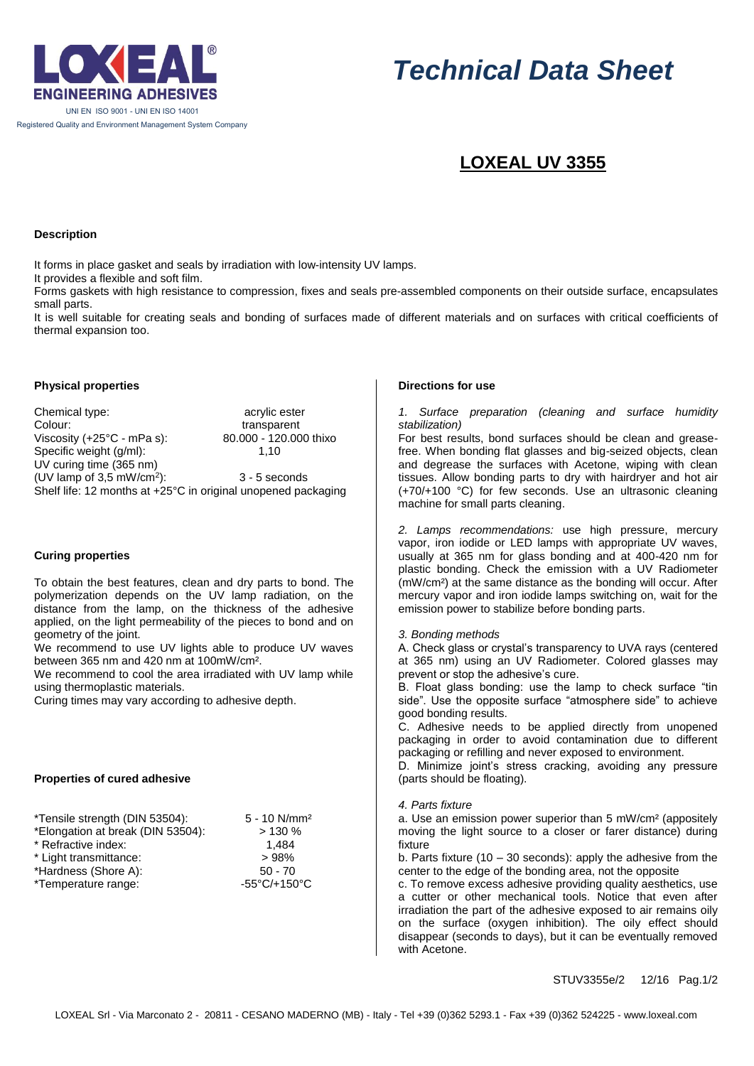# Technical Data Sheet

LOXEAL ENGINEERING ADHESIVES

UNI EN ISO 9001 - UNI EN ISO 14001

Registered Quality and Environment Management System Company

## LOXEAL UV 3355

### Description

It forms in place gasket and seals by irradiation with low-intensity UV lamps.

It provides a flexible and soft film.

Forms gaskets with high resistance to compression, fixes and seals pre-assembled components on their outside surface, encapsulates small parts.

It is well suitable for creating seals and bonding of surfaces made of different materials and on surfaces with critical coefficients of thermal expansion too.

### Physical properties

| | |
|---|---|
| Chemical type: | acrylic ester |
| Colour: | transparent |
| Viscosity (+25°C - mPa s): | 80.000 - 120.000 thixo |
| Specific weight (g/ml): | 1,10 |
| UV curing time (365 nm) (UV lamp of 3,5 mW/cm²): | 3 - 5 seconds |

Shelf life: 12 months at +25°C in original unopened packaging

### Curing properties

To obtain the best features, clean and dry parts to bond. The polymerization depends on the UV lamp radiation, on the distance from the lamp, on the thickness of the adhesive applied, on the light permeability of the pieces to bond and on geometry of the joint.

We recommend to use UV lights able to produce UV waves between 365 nm and 420 nm at 100mW/cm².

We recommend to cool the area irradiated with UV lamp while using thermoplastic materials.

Curing times may vary according to adhesive depth.

### Properties of cured adhesive

| | |
|---|---|
| *Tensile strength (DIN 53504): | 5 - 10 N/mm² |
| *Elongation at break (DIN 53504): | > 130 % |
| * Refractive index: | 1,484 |
| * Light transmittance: | > 98% |
| *Hardness (Shore A): | 50 - 70 |
| *Temperature range: | -55°C/+150°C |

### Directions for use

*1. Surface preparation (cleaning and surface humidity stabilization)*

For best results, bond surfaces should be clean and grease-free. When bonding flat glasses and big-seized objects, clean and degrease the surfaces with Acetone, wiping with clean tissues. Allow bonding parts to dry with hairdryer and hot air (+70/+100 °C) for few seconds. Use an ultrasonic cleaning machine for small parts cleaning.

*2. Lamps recommendations:* use high pressure, mercury vapor, iron iodide or LED lamps with appropriate UV waves, usually at 365 nm for glass bonding and at 400-420 nm for plastic bonding. Check the emission with a UV Radiometer (mW/cm²) at the same distance as the bonding will occur. After mercury vapor and iron iodide lamps switching on, wait for the emission power to stabilize before bonding parts.

*3. Bonding methods*

A. Check glass or crystal's transparency to UVA rays (centered at 365 nm) using an UV Radiometer. Colored glasses may prevent or stop the adhesive's cure.

B. Float glass bonding: use the lamp to check surface "tin side". Use the opposite surface "atmosphere side" to achieve good bonding results.

C. Adhesive needs to be applied directly from unopened packaging in order to avoid contamination due to different packaging or refilling and never exposed to environment.

D. Minimize joint's stress cracking, avoiding any pressure (parts should be floating).

*4. Parts fixture*

a. Use an emission power superior than 5 mW/cm² (appositely moving the light source to a closer or farer distance) during fixture

b. Parts fixture (10 – 30 seconds): apply the adhesive from the center to the edge of the bonding area, not the opposite

c. To remove excess adhesive providing quality aesthetics, use a cutter or other mechanical tools. Notice that even after irradiation the part of the adhesive exposed to air remains oily on the surface (oxygen inhibition). The oily effect should disappear (seconds to days), but it can be eventually removed with Acetone.

STUV3355e/2 12/16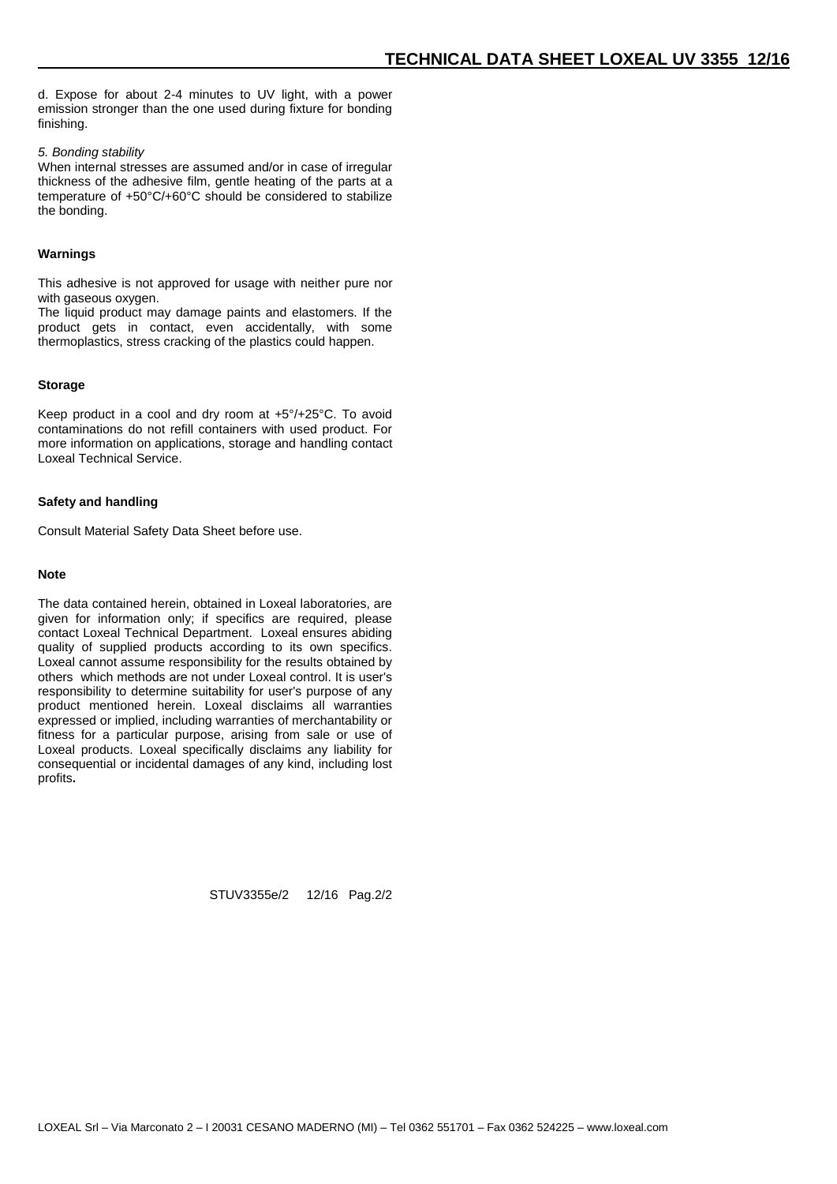d. Expose for about 2-4 minutes to UV light, with a power emission stronger than the one used during fixture for bonding finishing.

*5. Bonding stability*

When internal stresses are assumed and/or in case of irregular thickness of the adhesive film, gentle heating of the parts at a temperature of +50°C/+60°C should be considered to stabilize the bonding.

**Warnings**

This adhesive is not approved for usage with neither pure nor with gaseous oxygen.

The liquid product may damage paints and elastomers. If the product gets in contact, even accidentally, with some thermoplastics, stress cracking of the plastics could happen.

**Storage**

Keep product in a cool and dry room at +5°/+25°C. To avoid contaminations do not refill containers with used product. For more information on applications, storage and handling contact Loxeal Technical Service.

**Safety and handling**

Consult Material Safety Data Sheet before use.

**Note**

The data contained herein, obtained in Loxeal laboratories, are given for information only; if specifics are required, please contact Loxeal Technical Department. Loxeal ensures abiding quality of supplied products according to its own specifics. Loxeal cannot assume responsibility for the results obtained by others which methods are not under Loxeal control. It is user's responsibility to determine suitability for user's purpose of any product mentioned herein. Loxeal disclaims all warranties expressed or implied, including warranties of merchantability or fitness for a particular purpose, arising from sale or use of Loxeal products. Loxeal specifically disclaims any liability for consequential or incidental damages of any kind, including lost profits**.**

STUV3355e/2 12/16